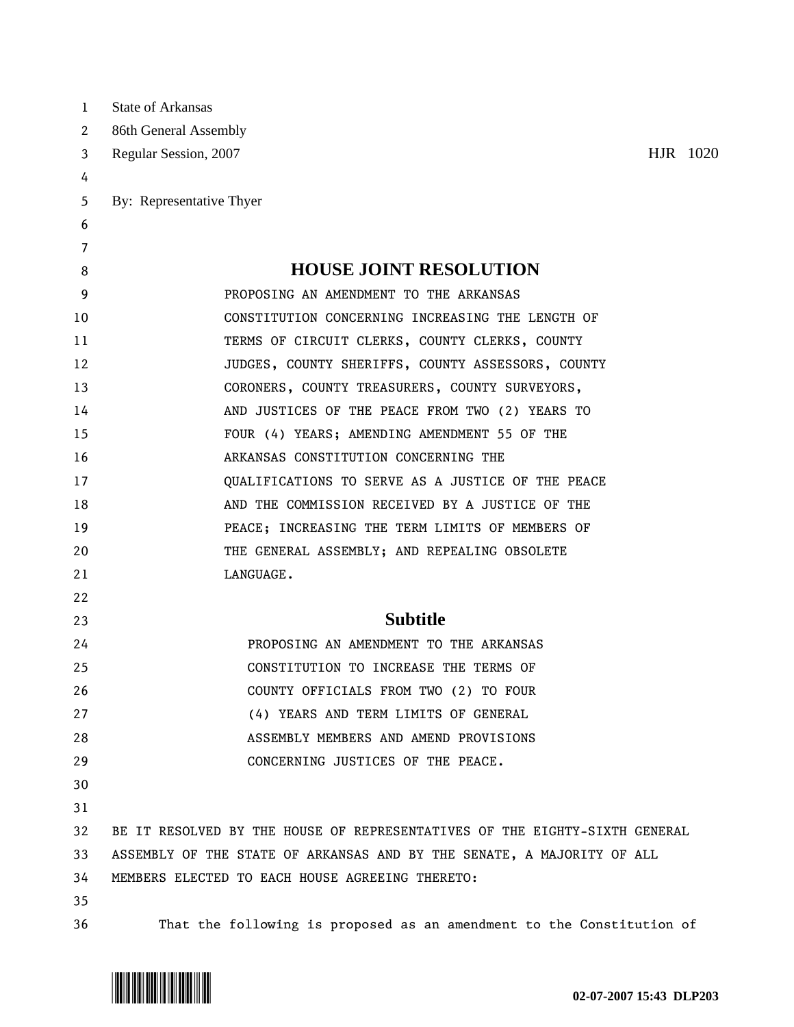State of Arkansas
86th General Assembly
Regular Session, 2007 HJR 1020

By: Representative Thyer

# HOUSE JOINT RESOLUTION

PROPOSING AN AMENDMENT TO THE ARKANSAS CONSTITUTION CONCERNING INCREASING THE LENGTH OF TERMS OF CIRCUIT CLERKS, COUNTY CLERKS, COUNTY JUDGES, COUNTY SHERIFFS, COUNTY ASSESSORS, COUNTY CORONERS, COUNTY TREASURERS, COUNTY SURVEYORS, AND JUSTICES OF THE PEACE FROM TWO (2) YEARS TO FOUR (4) YEARS; AMENDING AMENDMENT 55 OF THE ARKANSAS CONSTITUTION CONCERNING THE QUALIFICATIONS TO SERVE AS A JUSTICE OF THE PEACE AND THE COMMISSION RECEIVED BY A JUSTICE OF THE PEACE; INCREASING THE TERM LIMITS OF MEMBERS OF THE GENERAL ASSEMBLY; AND REPEALING OBSOLETE LANGUAGE.

## Subtitle

PROPOSING AN AMENDMENT TO THE ARKANSAS CONSTITUTION TO INCREASE THE TERMS OF COUNTY OFFICIALS FROM TWO (2) TO FOUR (4) YEARS AND TERM LIMITS OF GENERAL ASSEMBLY MEMBERS AND AMEND PROVISIONS CONCERNING JUSTICES OF THE PEACE.

BE IT RESOLVED BY THE HOUSE OF REPRESENTATIVES OF THE EIGHTY-SIXTH GENERAL ASSEMBLY OF THE STATE OF ARKANSAS AND BY THE SENATE, A MAJORITY OF ALL MEMBERS ELECTED TO EACH HOUSE AGREEING THERETO:

That the following is proposed as an amendment to the Constitution of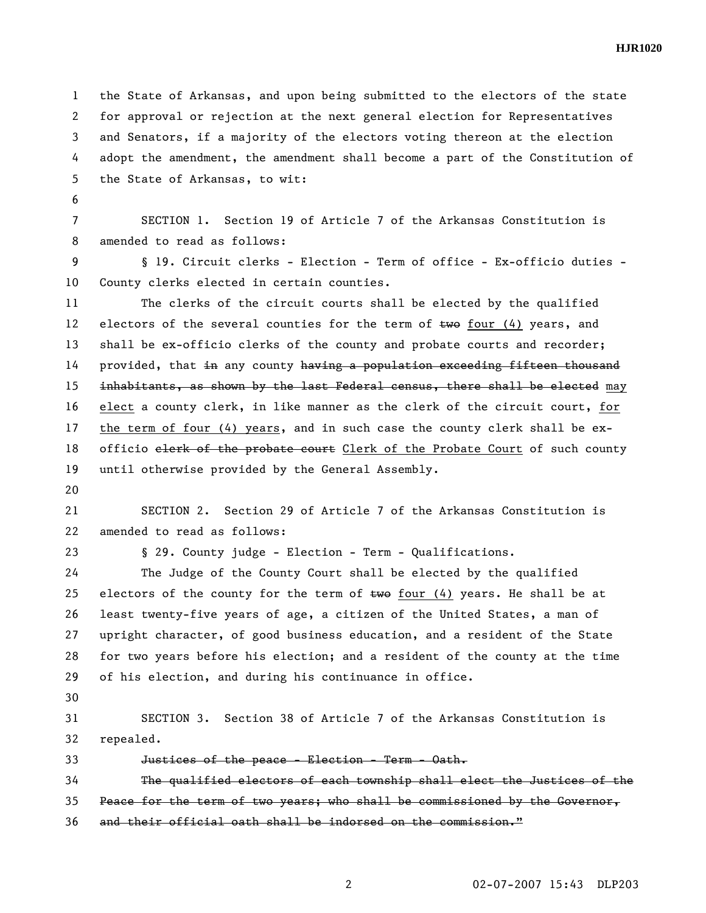the State of Arkansas, and upon being submitted to the electors of the state for approval or rejection at the next general election for Representatives and Senators, if a majority of the electors voting thereon at the election adopt the amendment, the amendment shall become a part of the Constitution of the State of Arkansas, to wit:

SECTION 1. Section 19 of Article 7 of the Arkansas Constitution is amended to read as follows:

§ 19. Circuit clerks - Election - Term of office - Ex-officio duties - County clerks elected in certain counties.

The clerks of the circuit courts shall be elected by the qualified electors of the several counties for the term of ~~two~~ <u>four (4)</u> years, and shall be ex-officio clerks of the county and probate courts and recorder; provided, that ~~in~~ any county ~~having a population exceeding fifteen thousand inhabitants, as shown by the last Federal census, there shall be elected~~ <u>may elect</u> a county clerk, in like manner as the clerk of the circuit court, <u>for the term of four (4) years</u>, and in such case the county clerk shall be ex-officio ~~clerk of the probate court~~ <u>Clerk of the Probate Court</u> of such county until otherwise provided by the General Assembly.

SECTION 2. Section 29 of Article 7 of the Arkansas Constitution is amended to read as follows:

§ 29. County judge - Election - Term - Qualifications.

The Judge of the County Court shall be elected by the qualified electors of the county for the term of ~~two~~ <u>four (4)</u> years. He shall be at least twenty-five years of age, a citizen of the United States, a man of upright character, of good business education, and a resident of the State for two years before his election; and a resident of the county at the time of his election, and during his continuance in office.

SECTION 3. Section 38 of Article 7 of the Arkansas Constitution is repealed.

~~Justices of the peace - Election - Term - Oath.~~

~~The qualified electors of each township shall elect the Justices of the Peace for the term of two years; who shall be commissioned by the Governor, and their official oath shall be indorsed on the commission."~~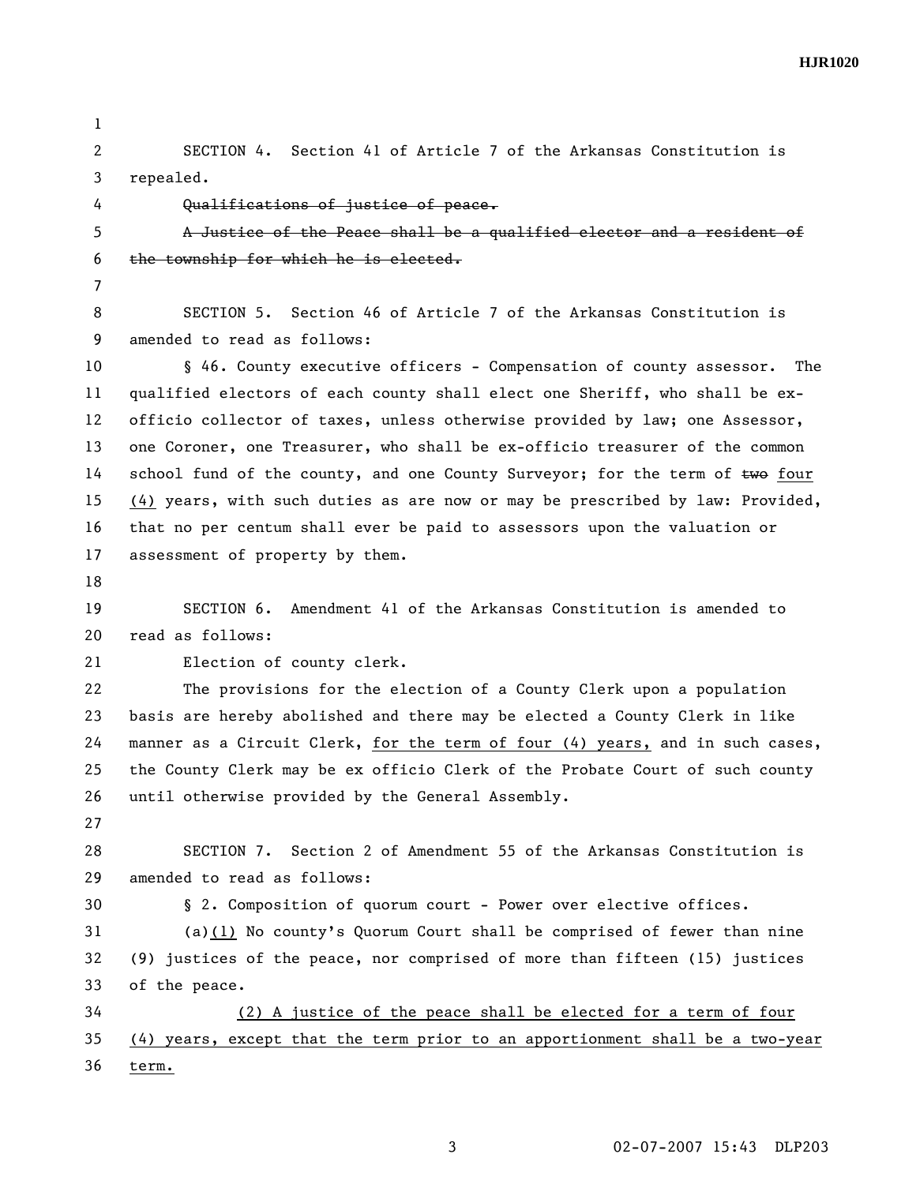SECTION 4. Section 41 of Article 7 of the Arkansas Constitution is repealed.

~~Qualifications of justice of peace.~~

~~A Justice of the Peace shall be a qualified elector and a resident of the township for which he is elected.~~

SECTION 5. Section 46 of Article 7 of the Arkansas Constitution is amended to read as follows:

§ 46. County executive officers - Compensation of county assessor. The qualified electors of each county shall elect one Sheriff, who shall be ex-officio collector of taxes, unless otherwise provided by law; one Assessor, one Coroner, one Treasurer, who shall be ex-officio treasurer of the common school fund of the county, and one County Surveyor; for the term of ~~two~~ <u>four (4)</u> years, with such duties as are now or may be prescribed by law: Provided, that no per centum shall ever be paid to assessors upon the valuation or assessment of property by them.

SECTION 6. Amendment 41 of the Arkansas Constitution is amended to read as follows:

Election of county clerk.

The provisions for the election of a County Clerk upon a population basis are hereby abolished and there may be elected a County Clerk in like manner as a Circuit Clerk, <u>for the term of four (4) years,</u> and in such cases, the County Clerk may be ex officio Clerk of the Probate Court of such county until otherwise provided by the General Assembly.

SECTION 7. Section 2 of Amendment 55 of the Arkansas Constitution is amended to read as follows:

§ 2. Composition of quorum court - Power over elective offices.

(a)<u>(1)</u> No county's Quorum Court shall be comprised of fewer than nine (9) justices of the peace, nor comprised of more than fifteen (15) justices of the peace.

<u>(2) A justice of the peace shall be elected for a term of four (4) years, except that the term prior to an apportionment shall be a two-year term.</u>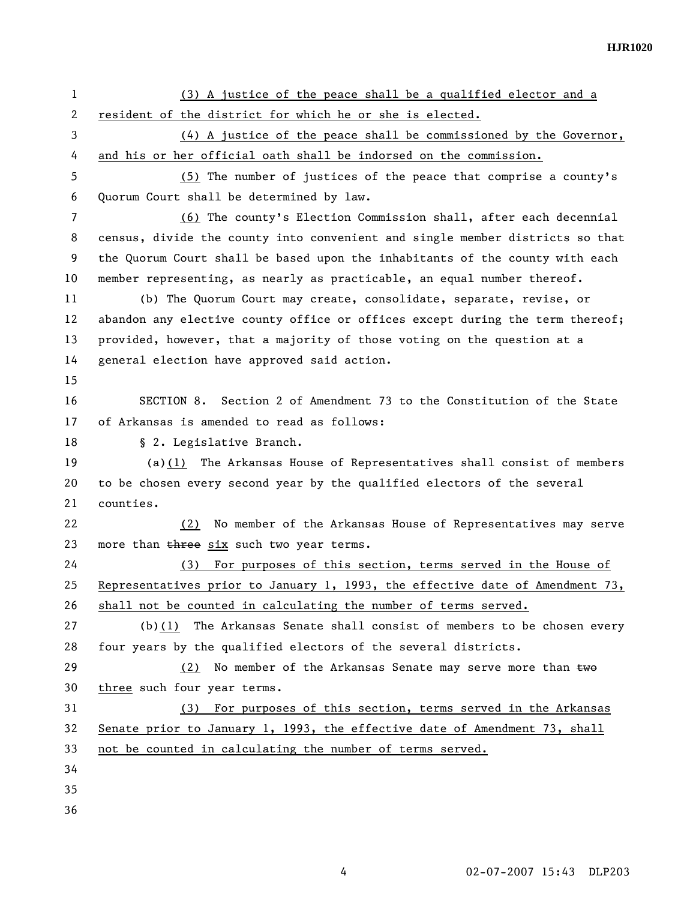(3) A justice of the peace shall be a qualified elector and a resident of the district for which he or she is elected.

(4) A justice of the peace shall be commissioned by the Governor, and his or her official oath shall be indorsed on the commission.

(5) The number of justices of the peace that comprise a county's Quorum Court shall be determined by law.

(6) The county's Election Commission shall, after each decennial census, divide the county into convenient and single member districts so that the Quorum Court shall be based upon the inhabitants of the county with each member representing, as nearly as practicable, an equal number thereof.

(b) The Quorum Court may create, consolidate, separate, revise, or abandon any elective county office or offices except during the term thereof; provided, however, that a majority of those voting on the question at a general election have approved said action.

SECTION 8. Section 2 of Amendment 73 to the Constitution of the State of Arkansas is amended to read as follows:

§ 2. Legislative Branch.

(a)(1) The Arkansas House of Representatives shall consist of members to be chosen every second year by the qualified electors of the several counties.

(2) No member of the Arkansas House of Representatives may serve more than ~~three~~ six such two year terms.

(3) For purposes of this section, terms served in the House of Representatives prior to January 1, 1993, the effective date of Amendment 73, shall not be counted in calculating the number of terms served.

(b)(1) The Arkansas Senate shall consist of members to be chosen every four years by the qualified electors of the several districts.

(2) No member of the Arkansas Senate may serve more than ~~two~~ three such four year terms.

(3) For purposes of this section, terms served in the Arkansas Senate prior to January 1, 1993, the effective date of Amendment 73, shall not be counted in calculating the number of terms served.